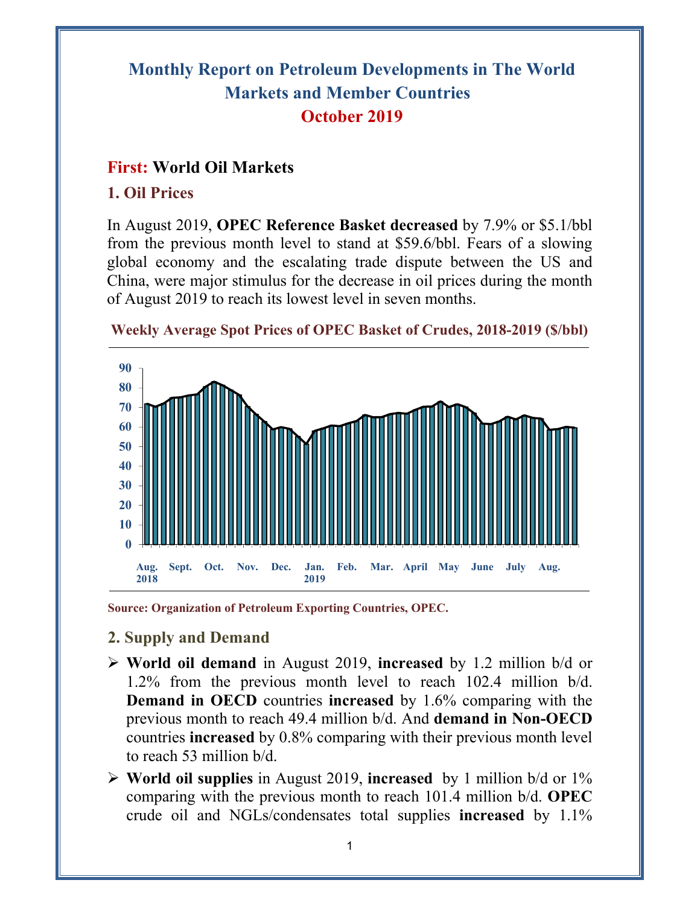# Monthly Report on Petroleum Developments in The World Markets and Member Countries

## October 2019

## First: World Oil Markets

### 1. Oil Prices

In August 2019, **OPEC Reference Basket decreased** by 7.9% or $5.1/bbl from the previous month level to stand at $59.6/bbl. Fears of a slowing global economy and the escalating trade dispute between the US and China, were major stimulus for the decrease in oil prices during the month of August 2019 to reach its lowest level in seven months.

**Weekly Average Spot Prices of OPEC Basket of Crudes, 2018-2019 ($/bbl)**

**Source: Organization of Petroleum Exporting Countries, OPEC.**

### 2. Supply and Demand

- **World oil demand** in August 2019, **increased** by 1.2 million b/d or 1.2% from the previous month level to reach 102.4 million b/d. **Demand in OECD** countries **increased** by 1.6% comparing with the previous month to reach 49.4 million b/d. And **demand in Non-OECD** countries **increased** by 0.8% comparing with their previous month level to reach 53 million b/d.
- **World oil supplies** in August 2019, **increased** by 1 million b/d or 1% comparing with the previous month to reach 101.4 million b/d. **OPEC** crude oil and NGLs/condensates total supplies **increased** by 1.1%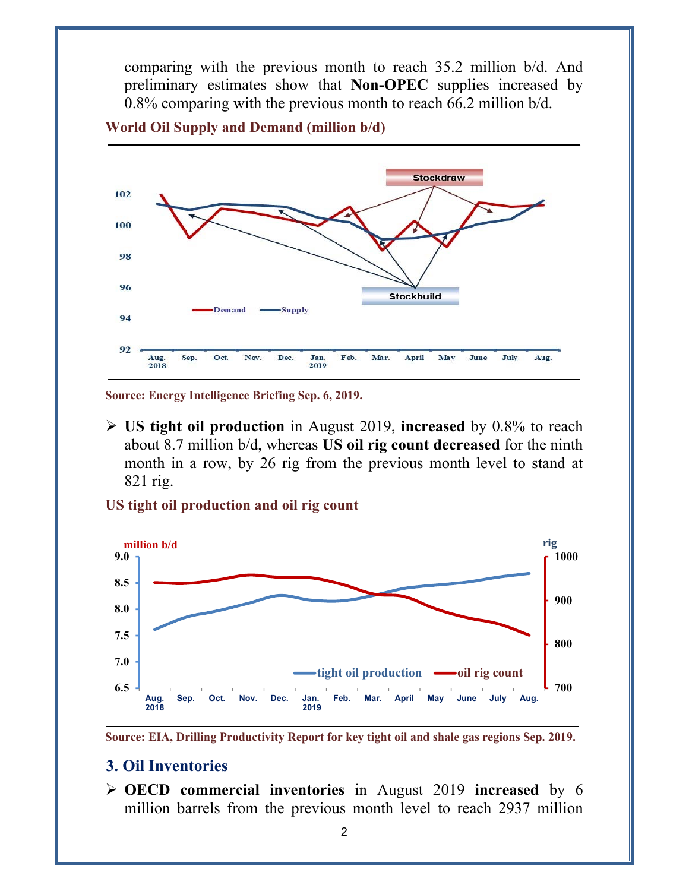comparing with the previous month to reach 35.2 million b/d. And preliminary estimates show that **Non-OPEC** supplies increased by 0.8% comparing with the previous month to reach 66.2 million b/d.

**World Oil Supply and Demand (million b/d)**

**Source: Energy Intelligence Briefing Sep. 6, 2019.**

- **US tight oil production** in August 2019, **increased** by 0.8% to reach about 8.7 million b/d, whereas **US oil rig count decreased** for the ninth month in a row, by 26 rig from the previous month level to stand at 821 rig.

**US tight oil production and oil rig count**

**Source: EIA, Drilling Productivity Report for key tight oil and shale gas regions Sep. 2019.**

## 3. Oil Inventories

- **OECD commercial inventories** in August 2019 **increased** by 6 million barrels from the previous month level to reach 2937 million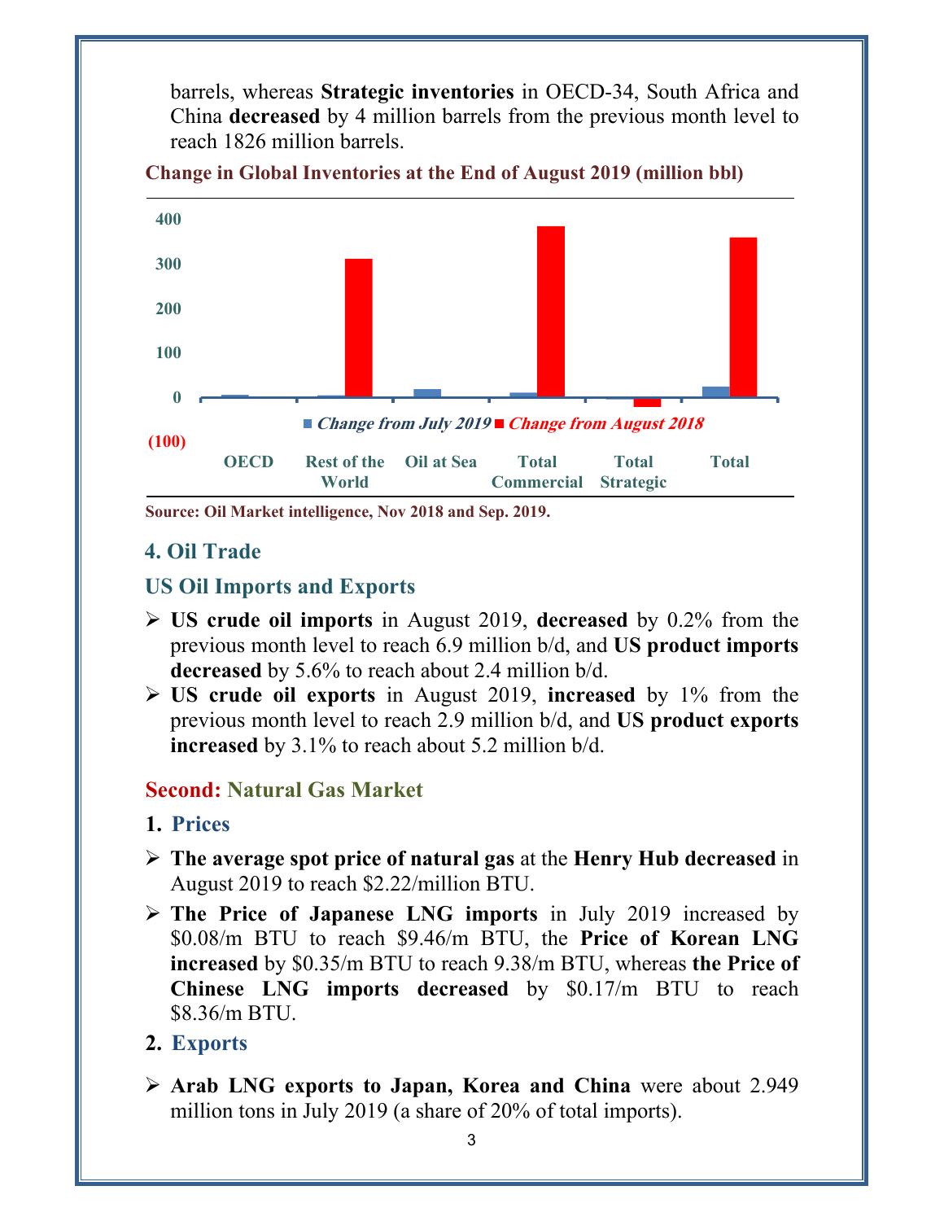barrels, whereas **Strategic inventories** in OECD-34, South Africa and China **decreased** by 4 million barrels from the previous month level to reach 1826 million barrels.

**Change in Global Inventories at the End of August 2019 (million bbl)**

400
300
200
100
0
(100)

Change from July 2019 | Change from August 2018

OECD | Rest of the World | Oil at Sea | Total Commercial | Total Strategic | Total

**Source: Oil Market intelligence, Nov 2018 and Sep. 2019.**

## 4. Oil Trade

### US Oil Imports and Exports

- **US crude oil imports** in August 2019, **decreased** by 0.2% from the previous month level to reach 6.9 million b/d, and **US product imports decreased** by 5.6% to reach about 2.4 million b/d.
- **US crude oil exports** in August 2019, **increased** by 1% from the previous month level to reach 2.9 million b/d, and **US product exports increased** by 3.1% to reach about 5.2 million b/d.

## Second: Natural Gas Market

### 1. Prices

- **The average spot price of natural gas** at the **Henry Hub decreased** in August 2019 to reach $2.22/million BTU.
- **The Price of Japanese LNG imports** in July 2019 increased by $0.08/m BTU to reach $9.46/m BTU, the **Price of Korean LNG increased** by $0.35/m BTU to reach 9.38/m BTU, whereas **the Price of Chinese LNG imports decreased** by $0.17/m BTU to reach $8.36/m BTU.

### 2. Exports

- **Arab LNG exports to Japan, Korea and China** were about 2.949 million tons in July 2019 (a share of 20% of total imports).